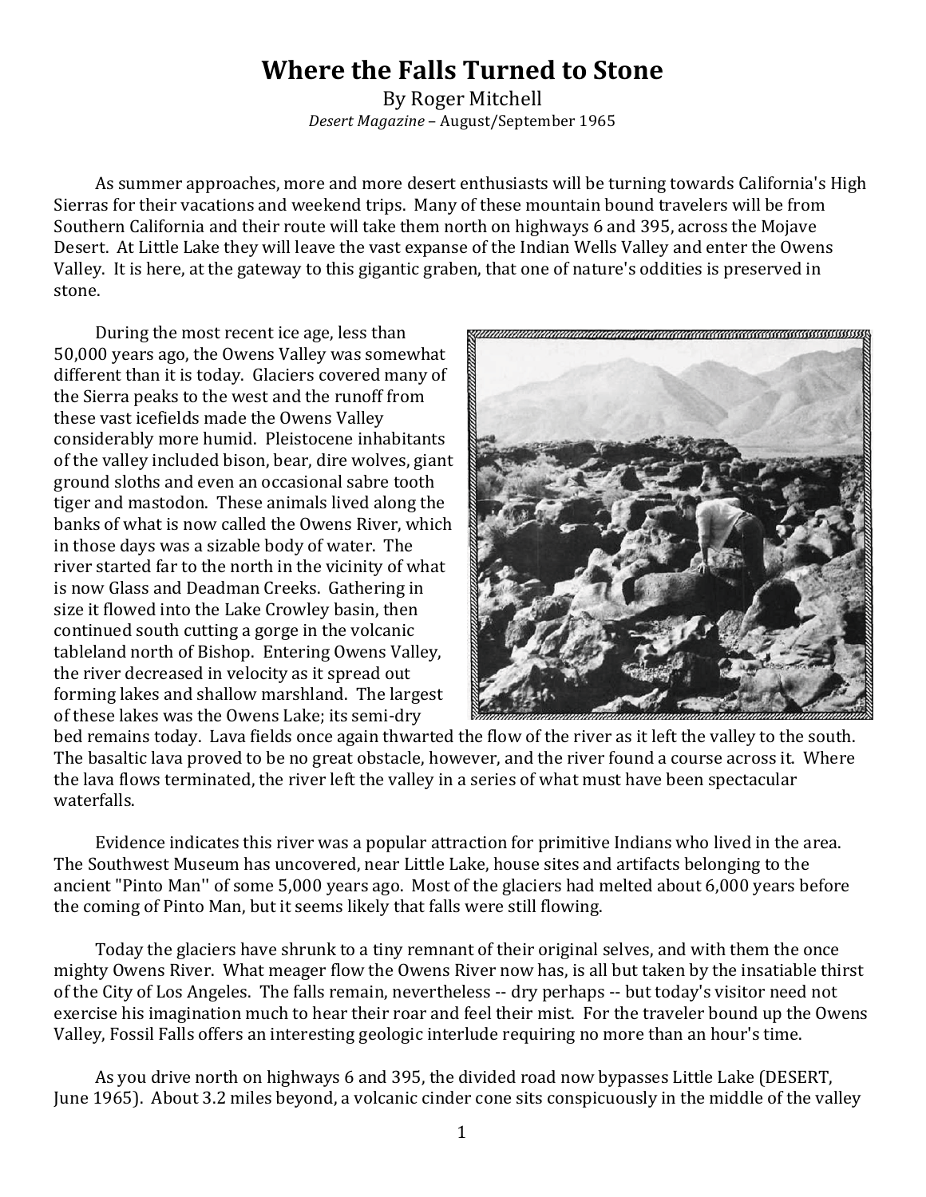# Where the Falls Turned to Stone

By Roger Mitchell

*Desert Magazine* – August/September 1965

As summer approaches, more and more desert enthusiasts will be turning towards California's High Sierras for their vacations and weekend trips. Many of these mountain bound travelers will be from Southern California and their route will take them north on highways 6 and 395, across the Mojave Desert. At Little Lake they will leave the vast expanse of the Indian Wells Valley and enter the Owens Valley. It is here, at the gateway to this gigantic graben, that one of nature's oddities is preserved in stone.

During the most recent ice age, less than 50,000 years ago, the Owens Valley was somewhat different than it is today. Glaciers covered many of the Sierra peaks to the west and the runoff from these vast icefields made the Owens Valley considerably more humid. Pleistocene inhabitants of the valley included bison, bear, dire wolves, giant ground sloths and even an occasional sabre tooth tiger and mastodon. These animals lived along the banks of what is now called the Owens River, which in those days was a sizable body of water. The river started far to the north in the vicinity of what is now Glass and Deadman Creeks. Gathering in size it flowed into the Lake Crowley basin, then continued south cutting a gorge in the volcanic tableland north of Bishop. Entering Owens Valley, the river decreased in velocity as it spread out forming lakes and shallow marshland. The largest of these lakes was the Owens Lake; its semi-dry bed remains today. Lava fields once again thwarted the flow of the river as it left the valley to the south. The basaltic lava proved to be no great obstacle, however, and the river found a course across it. Where the lava flows terminated, the river left the valley in a series of what must have been spectacular waterfalls.

Evidence indicates this river was a popular attraction for primitive Indians who lived in the area. The Southwest Museum has uncovered, near Little Lake, house sites and artifacts belonging to the ancient "Pinto Man'' of some 5,000 years ago. Most of the glaciers had melted about 6,000 years before the coming of Pinto Man, but it seems likely that falls were still flowing.

Today the glaciers have shrunk to a tiny remnant of their original selves, and with them the once mighty Owens River. What meager flow the Owens River now has, is all but taken by the insatiable thirst of the City of Los Angeles. The falls remain, nevertheless -- dry perhaps -- but today's visitor need not exercise his imagination much to hear their roar and feel their mist. For the traveler bound up the Owens Valley, Fossil Falls offers an interesting geologic interlude requiring no more than an hour's time.

As you drive north on highways 6 and 395, the divided road now bypasses Little Lake (DESERT, June 1965). About 3.2 miles beyond, a volcanic cinder cone sits conspicuously in the middle of the valley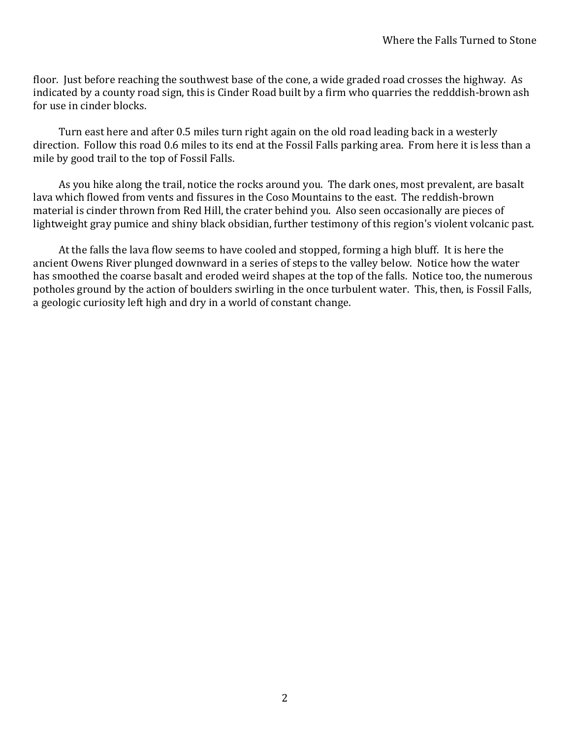floor. Just before reaching the southwest base of the cone, a wide graded road crosses the highway. As indicated by a county road sign, this is Cinder Road built by a firm who quarries the redddish-brown ash for use in cinder blocks.

Turn east here and after 0.5 miles turn right again on the old road leading back in a westerly direction. Follow this road 0.6 miles to its end at the Fossil Falls parking area. From here it is less than a mile by good trail to the top of Fossil Falls.

As you hike along the trail, notice the rocks around you. The dark ones, most prevalent, are basalt lava which flowed from vents and fissures in the Coso Mountains to the east. The reddish-brown material is cinder thrown from Red Hill, the crater behind you. Also seen occasionally are pieces of lightweight gray pumice and shiny black obsidian, further testimony of this region's violent volcanic past.

At the falls the lava flow seems to have cooled and stopped, forming a high bluff. It is here the ancient Owens River plunged downward in a series of steps to the valley below. Notice how the water has smoothed the coarse basalt and eroded weird shapes at the top of the falls. Notice too, the numerous potholes ground by the action of boulders swirling in the once turbulent water. This, then, is Fossil Falls, a geologic curiosity left high and dry in a world of constant change.